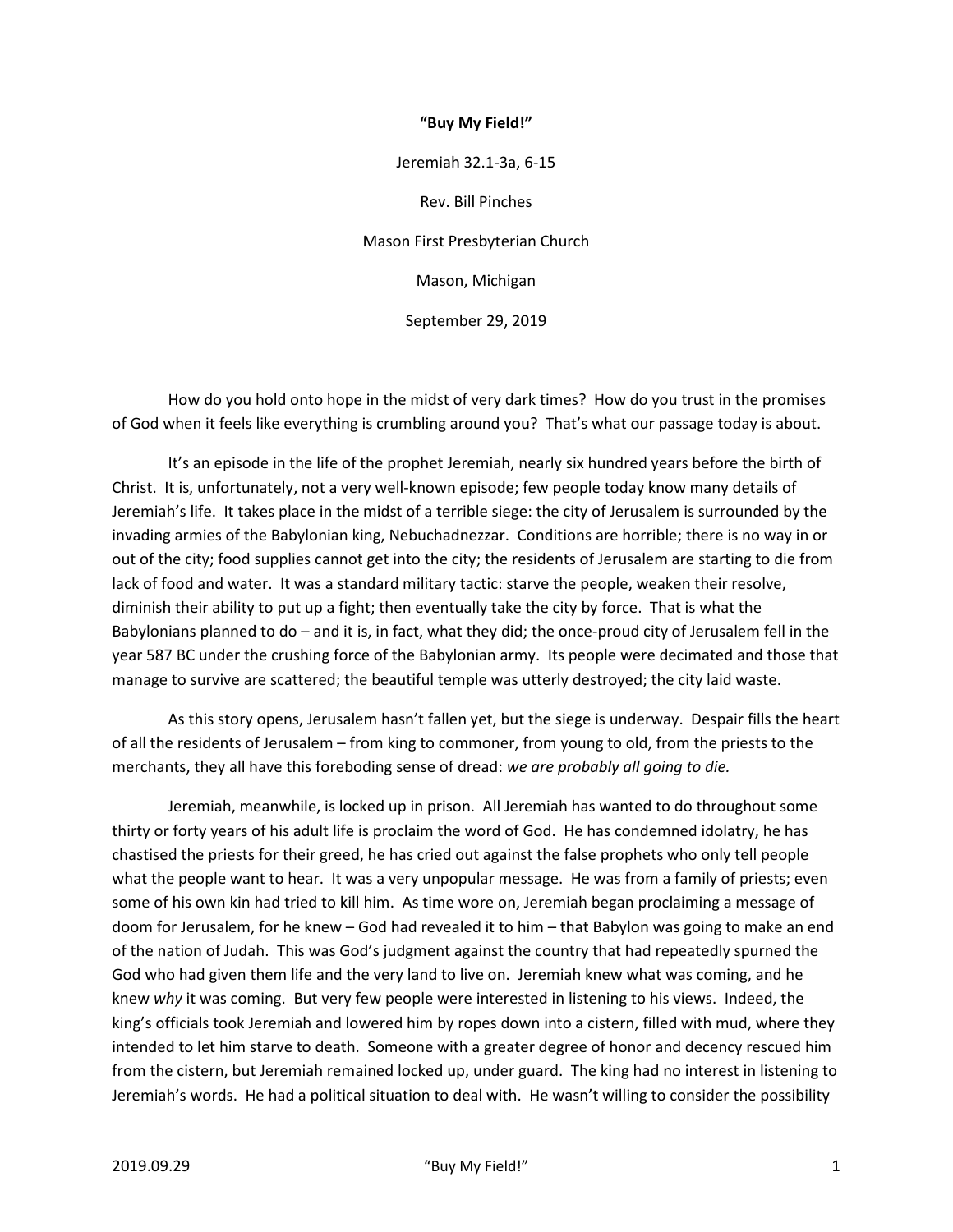**"Buy My Field!"**

Jeremiah 32.1-3a, 6-15

Rev. Bill Pinches

Mason First Presbyterian Church

Mason, Michigan

September 29, 2019

How do you hold onto hope in the midst of very dark times? How do you trust in the promises of God when it feels like everything is crumbling around you? That's what our passage today is about.

It's an episode in the life of the prophet Jeremiah, nearly six hundred years before the birth of Christ. It is, unfortunately, not a very well-known episode; few people today know many details of Jeremiah's life. It takes place in the midst of a terrible siege: the city of Jerusalem is surrounded by the invading armies of the Babylonian king, Nebuchadnezzar. Conditions are horrible; there is no way in or out of the city; food supplies cannot get into the city; the residents of Jerusalem are starting to die from lack of food and water. It was a standard military tactic: starve the people, weaken their resolve, diminish their ability to put up a fight; then eventually take the city by force. That is what the Babylonians planned to do – and it is, in fact, what they did; the once-proud city of Jerusalem fell in the year 587 BC under the crushing force of the Babylonian army. Its people were decimated and those that manage to survive are scattered; the beautiful temple was utterly destroyed; the city laid waste.

As this story opens, Jerusalem hasn't fallen yet, but the siege is underway. Despair fills the heart of all the residents of Jerusalem – from king to commoner, from young to old, from the priests to the merchants, they all have this foreboding sense of dread: *we are probably all going to die.*

Jeremiah, meanwhile, is locked up in prison. All Jeremiah has wanted to do throughout some thirty or forty years of his adult life is proclaim the word of God. He has condemned idolatry, he has chastised the priests for their greed, he has cried out against the false prophets who only tell people what the people want to hear. It was a very unpopular message. He was from a family of priests; even some of his own kin had tried to kill him. As time wore on, Jeremiah began proclaiming a message of doom for Jerusalem, for he knew – God had revealed it to him – that Babylon was going to make an end of the nation of Judah. This was God's judgment against the country that had repeatedly spurned the God who had given them life and the very land to live on. Jeremiah knew what was coming, and he knew *why* it was coming. But very few people were interested in listening to his views. Indeed, the king's officials took Jeremiah and lowered him by ropes down into a cistern, filled with mud, where they intended to let him starve to death. Someone with a greater degree of honor and decency rescued him from the cistern, but Jeremiah remained locked up, under guard. The king had no interest in listening to Jeremiah's words. He had a political situation to deal with. He wasn't willing to consider the possibility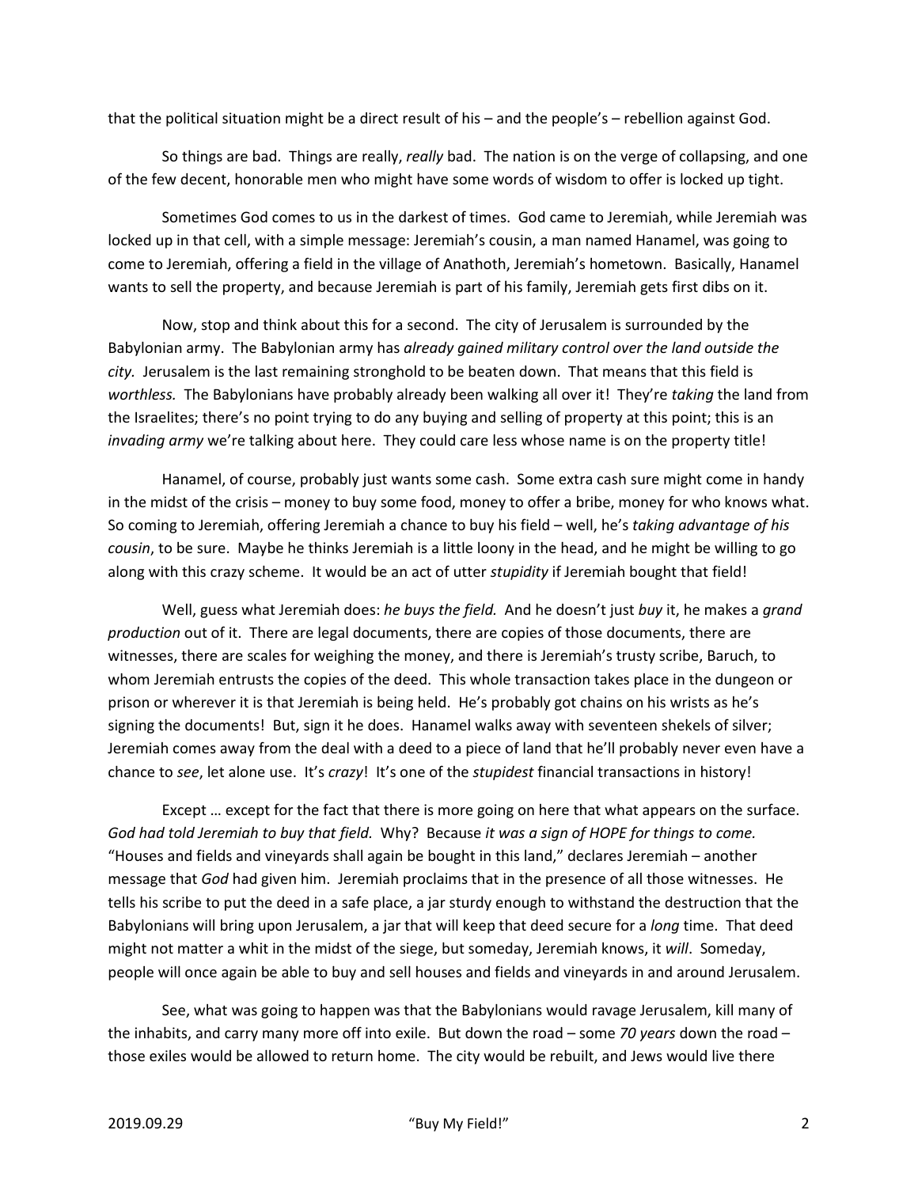that the political situation might be a direct result of his – and the people's – rebellion against God.

So things are bad. Things are really, *really* bad. The nation is on the verge of collapsing, and one of the few decent, honorable men who might have some words of wisdom to offer is locked up tight.

Sometimes God comes to us in the darkest of times. God came to Jeremiah, while Jeremiah was locked up in that cell, with a simple message: Jeremiah's cousin, a man named Hanamel, was going to come to Jeremiah, offering a field in the village of Anathoth, Jeremiah's hometown. Basically, Hanamel wants to sell the property, and because Jeremiah is part of his family, Jeremiah gets first dibs on it.

Now, stop and think about this for a second. The city of Jerusalem is surrounded by the Babylonian army. The Babylonian army has *already gained military control over the land outside the city.* Jerusalem is the last remaining stronghold to be beaten down. That means that this field is *worthless.* The Babylonians have probably already been walking all over it! They're *taking* the land from the Israelites; there's no point trying to do any buying and selling of property at this point; this is an *invading army* we're talking about here. They could care less whose name is on the property title!

Hanamel, of course, probably just wants some cash. Some extra cash sure might come in handy in the midst of the crisis – money to buy some food, money to offer a bribe, money for who knows what. So coming to Jeremiah, offering Jeremiah a chance to buy his field – well, he's *taking advantage of his cousin*, to be sure. Maybe he thinks Jeremiah is a little loony in the head, and he might be willing to go along with this crazy scheme. It would be an act of utter *stupidity* if Jeremiah bought that field!

Well, guess what Jeremiah does: *he buys the field.* And he doesn't just *buy* it, he makes a *grand production* out of it. There are legal documents, there are copies of those documents, there are witnesses, there are scales for weighing the money, and there is Jeremiah's trusty scribe, Baruch, to whom Jeremiah entrusts the copies of the deed. This whole transaction takes place in the dungeon or prison or wherever it is that Jeremiah is being held. He's probably got chains on his wrists as he's signing the documents! But, sign it he does. Hanamel walks away with seventeen shekels of silver; Jeremiah comes away from the deal with a deed to a piece of land that he'll probably never even have a chance to *see*, let alone use. It's *crazy*! It's one of the *stupidest* financial transactions in history!

Except … except for the fact that there is more going on here that what appears on the surface. *God had told Jeremiah to buy that field.* Why? Because *it was a sign of HOPE for things to come.* "Houses and fields and vineyards shall again be bought in this land," declares Jeremiah – another message that *God* had given him. Jeremiah proclaims that in the presence of all those witnesses. He tells his scribe to put the deed in a safe place, a jar sturdy enough to withstand the destruction that the Babylonians will bring upon Jerusalem, a jar that will keep that deed secure for a *long* time. That deed might not matter a whit in the midst of the siege, but someday, Jeremiah knows, it *will*. Someday, people will once again be able to buy and sell houses and fields and vineyards in and around Jerusalem.

See, what was going to happen was that the Babylonians would ravage Jerusalem, kill many of the inhabits, and carry many more off into exile. But down the road – some *70 years* down the road – those exiles would be allowed to return home. The city would be rebuilt, and Jews would live there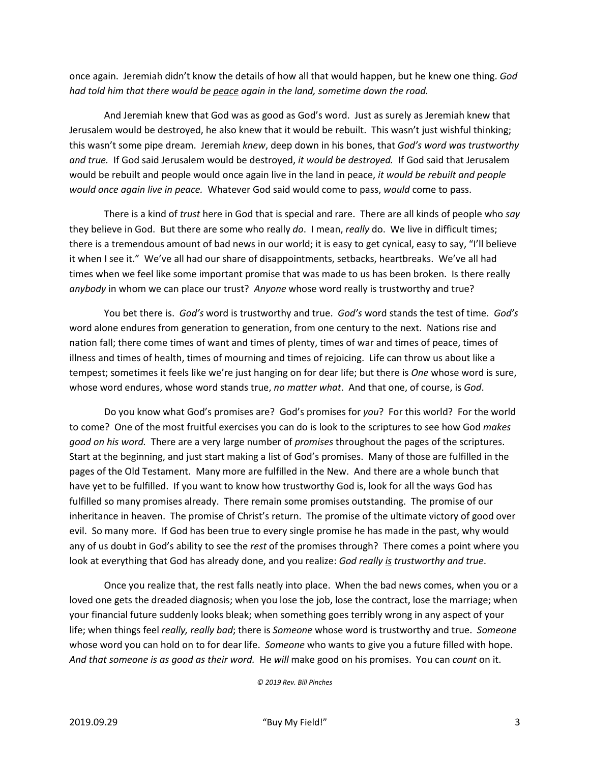once again. Jeremiah didn't know the details of how all that would happen, but he knew one thing. *God had told him that there would be <u>peace</u> again in the land, sometime down the road.*

And Jeremiah knew that God was as good as God's word. Just as surely as Jeremiah knew that Jerusalem would be destroyed, he also knew that it would be rebuilt. This wasn't just wishful thinking; this wasn't some pipe dream. Jeremiah *knew*, deep down in his bones, that *God's word was trustworthy and true.* If God said Jerusalem would be destroyed, *it would be destroyed.* If God said that Jerusalem would be rebuilt and people would once again live in the land in peace, *it would be rebuilt and people would once again live in peace.* Whatever God said would come to pass, *would* come to pass.

There is a kind of *trust* here in God that is special and rare. There are all kinds of people who *say* they believe in God. But there are some who really *do*. I mean, *really* do. We live in difficult times; there is a tremendous amount of bad news in our world; it is easy to get cynical, easy to say, "I'll believe it when I see it." We've all had our share of disappointments, setbacks, heartbreaks. We've all had times when we feel like some important promise that was made to us has been broken. Is there really *anybody* in whom we can place our trust? *Anyone* whose word really is trustworthy and true?

You bet there is. *God's* word is trustworthy and true. *God's* word stands the test of time. *God's* word alone endures from generation to generation, from one century to the next. Nations rise and nation fall; there come times of want and times of plenty, times of war and times of peace, times of illness and times of health, times of mourning and times of rejoicing. Life can throw us about like a tempest; sometimes it feels like we're just hanging on for dear life; but there is *One* whose word is sure, whose word endures, whose word stands true, *no matter what*. And that one, of course, is *God*.

Do you know what God's promises are? God's promises for *you*? For this world? For the world to come? One of the most fruitful exercises you can do is look to the scriptures to see how God *makes good on his word.* There are a very large number of *promises* throughout the pages of the scriptures. Start at the beginning, and just start making a list of God's promises. Many of those are fulfilled in the pages of the Old Testament. Many more are fulfilled in the New. And there are a whole bunch that have yet to be fulfilled. If you want to know how trustworthy God is, look for all the ways God has fulfilled so many promises already. There remain some promises outstanding. The promise of our inheritance in heaven. The promise of Christ's return. The promise of the ultimate victory of good over evil. So many more. If God has been true to every single promise he has made in the past, why would any of us doubt in God's ability to see the *rest* of the promises through? There comes a point where you look at everything that God has already done, and you realize: *God really <u>is</u> trustworthy and true*.

Once you realize that, the rest falls neatly into place. When the bad news comes, when you or a loved one gets the dreaded diagnosis; when you lose the job, lose the contract, lose the marriage; when your financial future suddenly looks bleak; when something goes terribly wrong in any aspect of your life; when things feel *really, really bad*; there is *Someone* whose word is trustworthy and true. *Someone* whose word you can hold on to for dear life. *Someone* who wants to give you a future filled with hope. *And that someone is as good as their word.* He *will* make good on his promises. You can *count* on it.

*© 2019 Rev. Bill Pinches*